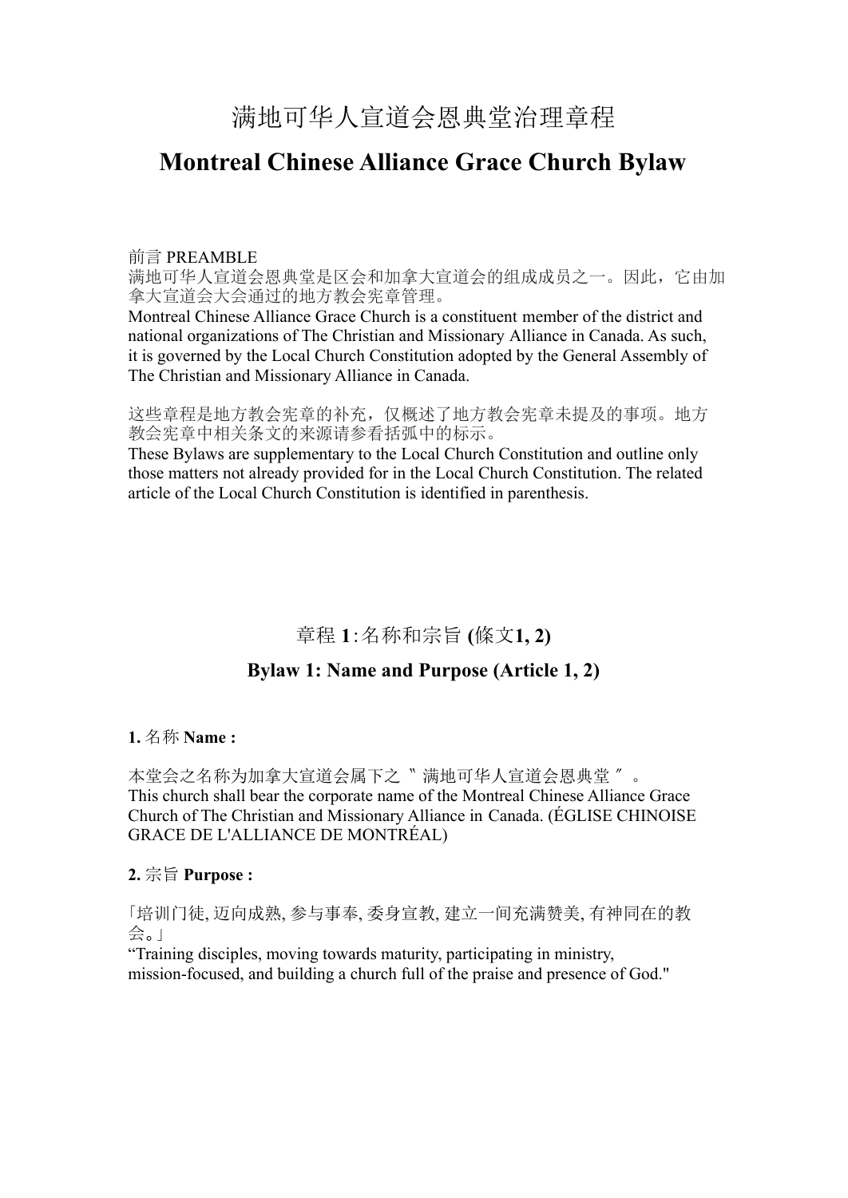# 满地可华人宣道会恩典堂治理章程

# Montreal Chinese Alliance Grace Church Bylaw

前言 PREAMBLE
满地可华人宣道会恩典堂是区会和加拿大宣道会的组成成员之一。因此，它由加拿大宣道会大会通过的地方教会宪章管理。
Montreal Chinese Alliance Grace Church is a constituent member of the district and national organizations of The Christian and Missionary Alliance in Canada. As such, it is governed by the Local Church Constitution adopted by the General Assembly of The Christian and Missionary Alliance in Canada.

这些章程是地方教会宪章的补充，仅概述了地方教会宪章未提及的事项。地方教会宪章中相关条文的来源请参看括弧中的标示。
These Bylaws are supplementary to the Local Church Constitution and outline only those matters not already provided for in the Local Church Constitution. The related article of the Local Church Constitution is identified in parenthesis.

## 章程 1:名称和宗旨 (條文1, 2)

## Bylaw 1: Name and Purpose (Article 1, 2)

**1.** 名称 **Name :**

本堂会之名称为加拿大宣道会属下之〝满地可华人宣道会恩典堂〞。
This church shall bear the corporate name of the Montreal Chinese Alliance Grace Church of The Christian and Missionary Alliance in Canada. (ÉGLISE CHINOISE GRACE DE L'ALLIANCE DE MONTRÉAL)

**2.** 宗旨 **Purpose :**

「培训门徒, 迈向成熟, 参与事奉, 委身宣教, 建立一间充满赞美, 有神同在的教会。」
“Training disciples, moving towards maturity, participating in ministry, mission-focused, and building a church full of the praise and presence of God."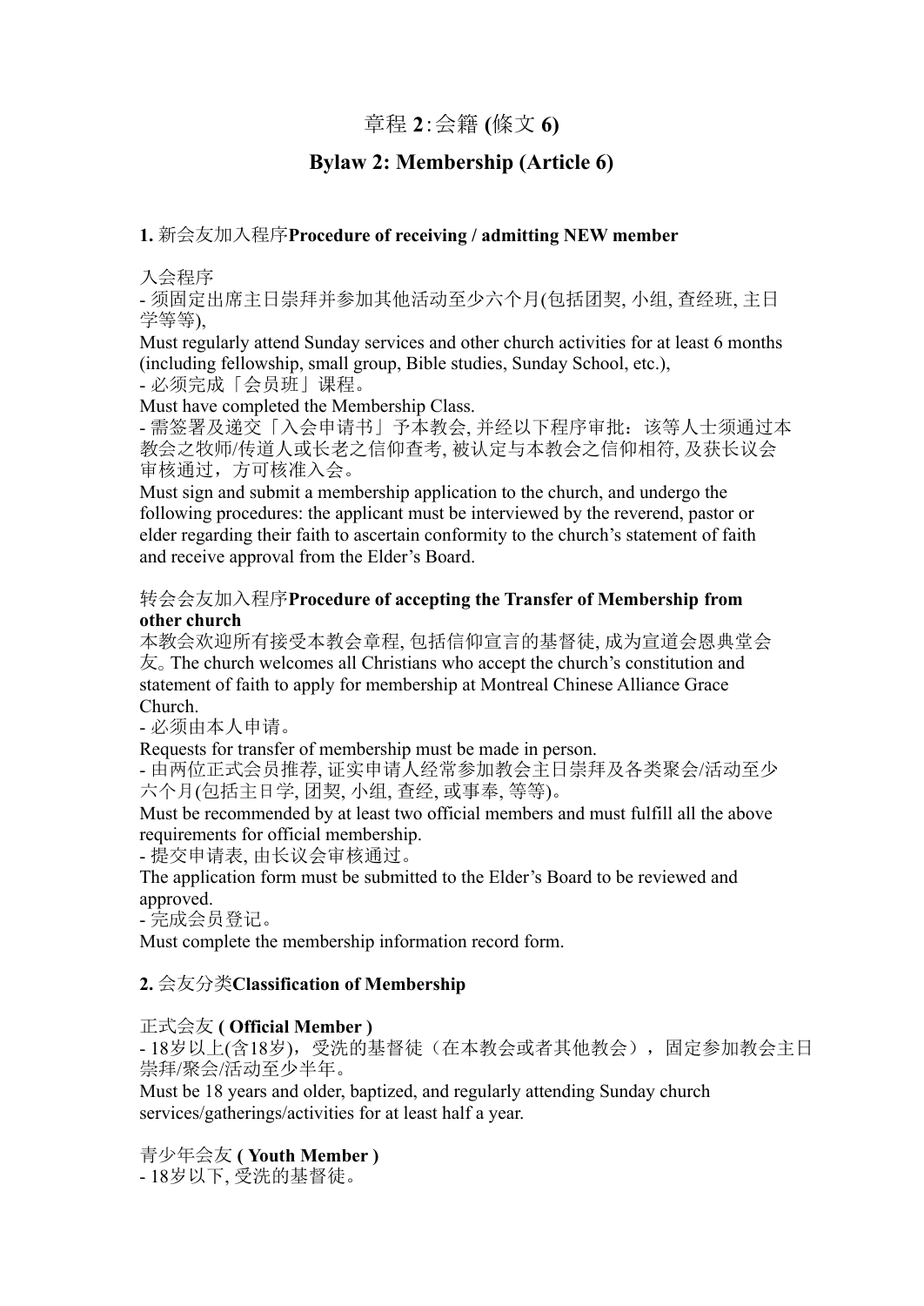# 章程 2:会籍 (條文 6)

# Bylaw 2: Membership (Article 6)

## 1. 新会友加入程序Procedure of receiving / admitting NEW member

入会程序

- 须固定出席主日崇拜并参加其他活动至少六个月(包括团契, 小组, 查经班, 主日学等等),

Must regularly attend Sunday services and other church activities for at least 6 months (including fellowship, small group, Bible studies, Sunday School, etc.),

- 必须完成「会员班」课程。

Must have completed the Membership Class.

- 需签署及递交「入会申请书」予本教会, 并经以下程序审批：该等人士须通过本教会之牧师/传道人或长老之信仰查考, 被认定与本教会之信仰相符, 及获长议会审核通过，方可核准入会。

Must sign and submit a membership application to the church, and undergo the following procedures: the applicant must be interviewed by the reverend, pastor or elder regarding their faith to ascertain conformity to the church's statement of faith and receive approval from the Elder's Board.

转会会友加入程序**Procedure of accepting the Transfer of Membership from other church**

本教会欢迎所有接受本教会章程, 包括信仰宣言的基督徒, 成为宣道会恩典堂会友。The church welcomes all Christians who accept the church's constitution and statement of faith to apply for membership at Montreal Chinese Alliance Grace Church.

- 必须由本人申请。

Requests for transfer of membership must be made in person.

- 由两位正式会员推荐, 证实申请人经常参加教会主日崇拜及各类聚会/活动至少六个月(包括主日学, 团契, 小组, 查经, 或事奉, 等等)。

Must be recommended by at least two official members and must fulfill all the above requirements for official membership.

- 提交申请表, 由长议会审核通过。

The application form must be submitted to the Elder's Board to be reviewed and approved.

- 完成会员登记。

Must complete the membership information record form.

## 2. 会友分类Classification of Membership

正式会友 **( Official Member )**

- 18岁以上(含18岁)，受洗的基督徒（在本教会或者其他教会），固定参加教会主日崇拜/聚会/活动至少半年。

Must be 18 years and older, baptized, and regularly attending Sunday church services/gatherings/activities for at least half a year.

青少年会友 **( Youth Member )**

- 18岁以下, 受洗的基督徒。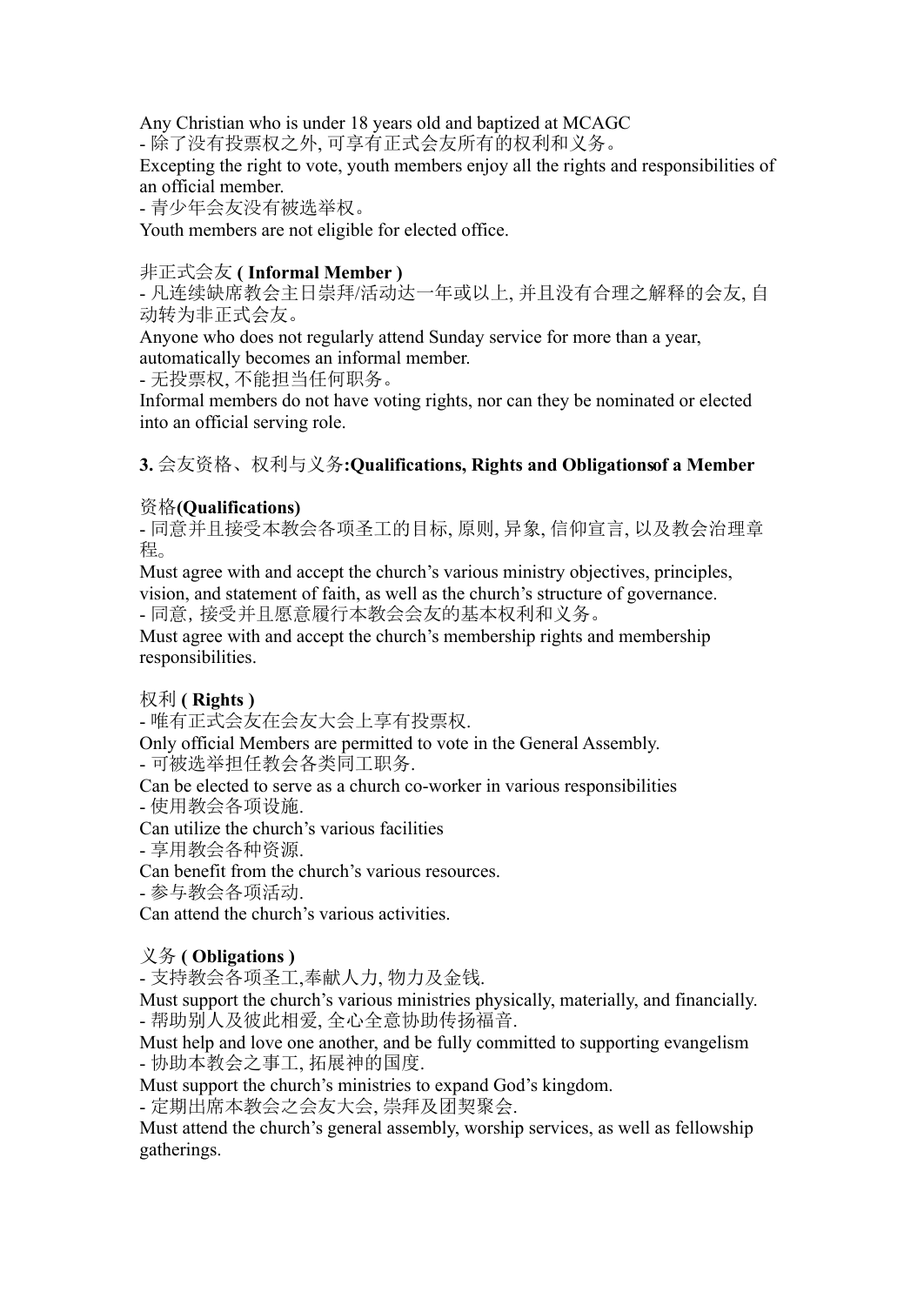Any Christian who is under 18 years old and baptized at MCAGC

- 除了没有投票权之外, 可享有正式会友所有的权利和义务。

Excepting the right to vote, youth members enjoy all the rights and responsibilities of an official member.

- 青少年会友没有被选举权。

Youth members are not eligible for elected office.

非正式会友 **( Informal Member )**

- 凡连续缺席教会主日崇拜/活动达一年或以上, 并且没有合理之解释的会友, 自动转为非正式会友。

Anyone who does not regularly attend Sunday service for more than a year, automatically becomes an informal member.

- 无投票权, 不能担当任何职务。

Informal members do not have voting rights, nor can they be nominated or elected into an official serving role.

**3.** 会友资格、权利与义务**:Qualifications, Rights and Obligationsof a Member**

资格**(Qualifications)**

- 同意并且接受本教会各项圣工的目标, 原则, 异象, 信仰宣言, 以及教会治理章程。

Must agree with and accept the church's various ministry objectives, principles, vision, and statement of faith, as well as the church's structure of governance.

- 同意, 接受并且愿意履行本教会会友的基本权利和义务。

Must agree with and accept the church's membership rights and membership responsibilities.

权利 **( Rights )**

- 唯有正式会友在会友大会上享有投票权.

Only official Members are permitted to vote in the General Assembly.

- 可被选举担任教会各类同工职务.

Can be elected to serve as a church co-worker in various responsibilities

- 使用教会各项设施.

Can utilize the church's various facilities

- 享用教会各种资源.

Can benefit from the church's various resources.

- 参与教会各项活动.

Can attend the church's various activities.

义务 **( Obligations )**

- 支持教会各项圣工,奉献人力, 物力及金钱.

Must support the church's various ministries physically, materially, and financially.

- 帮助别人及彼此相爱, 全心全意协助传扬福音.

Must help and love one another, and be fully committed to supporting evangelism

- 协助本教会之事工, 拓展神的国度.

Must support the church's ministries to expand God's kingdom.

- 定期出席本教会之会友大会, 崇拜及团契聚会.

Must attend the church's general assembly, worship services, as well as fellowship gatherings.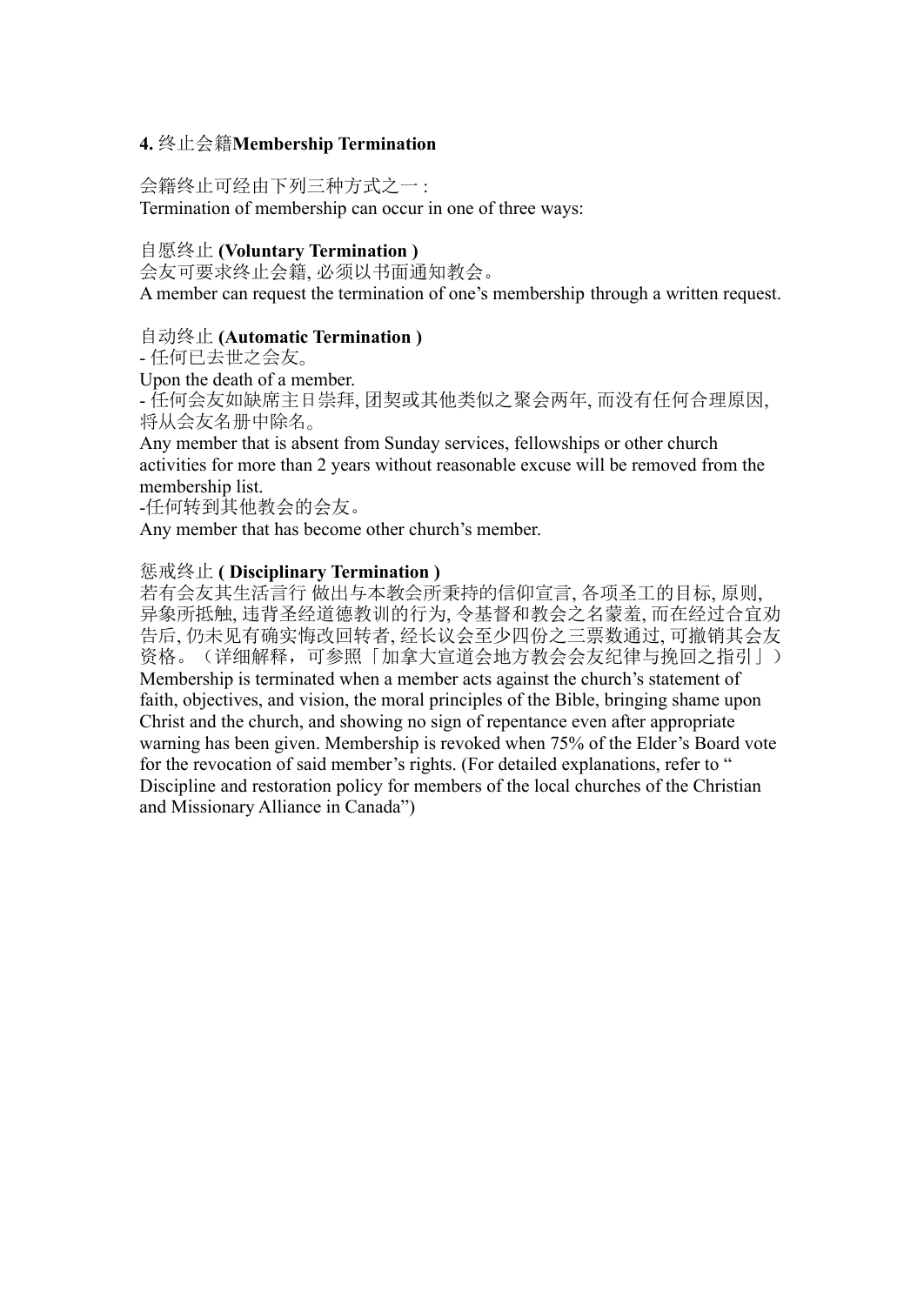## 4. 终止会籍Membership Termination

会籍终止可经由下列三种方式之一 :
Termination of membership can occur in one of three ways:

自愿终止 **(Voluntary Termination )**
会友可要求终止会籍, 必须以书面通知教会。
A member can request the termination of one's membership through a written request.

自动终止 **(Automatic Termination )**
- 任何已去世之会友。
Upon the death of a member.
- 任何会友如缺席主日崇拜, 团契或其他类似之聚会两年, 而没有任何合理原因, 将从会友名册中除名。
Any member that is absent from Sunday services, fellowships or other church activities for more than 2 years without reasonable excuse will be removed from the membership list.
-任何转到其他教会的会友。
Any member that has become other church's member.

惩戒终止 **( Disciplinary Termination )**
若有会友其生活言行 做出与本教会所秉持的信仰宣言, 各项圣工的目标, 原则, 异象所抵触, 违背圣经道德教训的行为, 令基督和教会之名蒙羞, 而在经过合宜劝告后, 仍未见有确实悔改回转者, 经长议会至少四份之三票数通过, 可撤销其会友资格。（详细解释，可参照「加拿大宣道会地方教会会友纪律与挽回之指引」）
Membership is terminated when a member acts against the church's statement of faith, objectives, and vision, the moral principles of the Bible, bringing shame upon Christ and the church, and showing no sign of repentance even after appropriate warning has been given. Membership is revoked when 75% of the Elder's Board vote for the revocation of said member's rights. (For detailed explanations, refer to " Discipline and restoration policy for members of the local churches of the Christian and Missionary Alliance in Canada")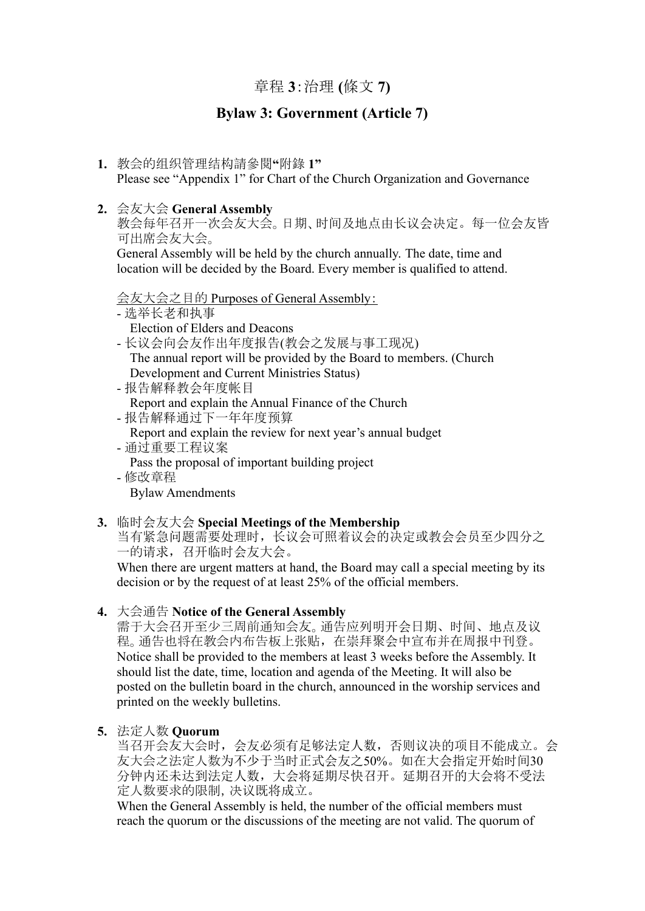# 章程 3:治理 (條文 7)

# Bylaw 3: Government (Article 7)

1. **教会的组织管理结构請參閱"附錄 1"**
   Please see "Appendix 1" for Chart of the Church Organization and Governance

2. 会友大会 **General Assembly**
   教会每年召开一次会友大会。日期、时间及地点由长议会决定。每一位会友皆可出席会友大会。
   General Assembly will be held by the church annually. The date, time and location will be decided by the Board. Every member is qualified to attend.

   会友大会之目的 Purposes of General Assembly:
   - 选举长老和执事
     Election of Elders and Deacons
   - 长议会向会友作出年度报告(教会之发展与事工现况)
     The annual report will be provided by the Board to members. (Church Development and Current Ministries Status)
   - 报告解释教会年度帐目
     Report and explain the Annual Finance of the Church
   - 报告解释通过下一年年度预算
     Report and explain the review for next year's annual budget
   - 通过重要工程议案
     Pass the proposal of important building project
   - 修改章程
     Bylaw Amendments

3. 临时会友大会 **Special Meetings of the Membership**
   当有紧急问题需要处理时，长议会可照着议会的决定或教会会员至少四分之一的请求，召开临时会友大会。
   When there are urgent matters at hand, the Board may call a special meeting by its decision or by the request of at least 25% of the official members.

4. 大会通告 **Notice of the General Assembly**
   需于大会召开至少三周前通知会友。通告应列明开会日期、时间、地点及议程。通告也将在教会内布告板上张贴，在崇拜聚会中宣布并在周报中刊登。
   Notice shall be provided to the members at least 3 weeks before the Assembly. It should list the date, time, location and agenda of the Meeting. It will also be posted on the bulletin board in the church, announced in the worship services and printed on the weekly bulletins.

5. 法定人数 **Quorum**
   当召开会友大会时，会友必须有足够法定人数，否则议决的项目不能成立。会友大会之法定人数为不少于当时正式会友之50%。如在大会指定开始时间30分钟内还未达到法定人数，大会将延期尽快召开。延期召开的大会将不受法定人数要求的限制, 决议既将成立。
   When the General Assembly is held, the number of the official members must reach the quorum or the discussions of the meeting are not valid. The quorum of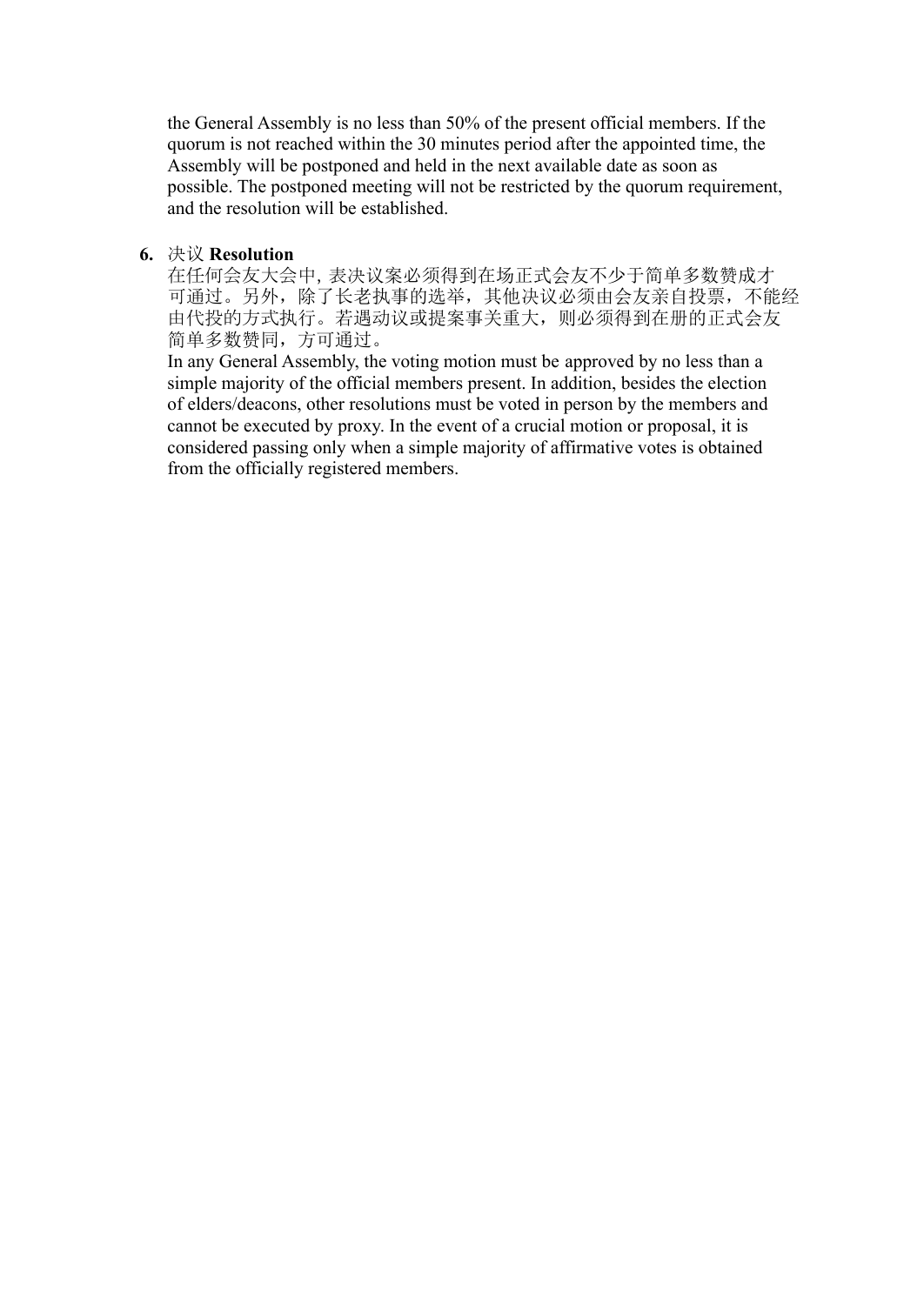the General Assembly is no less than 50% of the present official members. If the quorum is not reached within the 30 minutes period after the appointed time, the Assembly will be postponed and held in the next available date as soon as possible. The postponed meeting will not be restricted by the quorum requirement, and the resolution will be established.

6. 决议 **Resolution**

在任何会友大会中, 表决议案必须得到在场正式会友不少于简单多数赞成才可通过。另外，除了长老执事的选举，其他决议必须由会友亲自投票，不能经由代投的方式执行。若遇动议或提案事关重大，则必须得到在册的正式会友简单多数赞同，方可通过。

In any General Assembly, the voting motion must be approved by no less than a simple majority of the official members present. In addition, besides the election of elders/deacons, other resolutions must be voted in person by the members and cannot be executed by proxy. In the event of a crucial motion or proposal, it is considered passing only when a simple majority of affirmative votes is obtained from the officially registered members.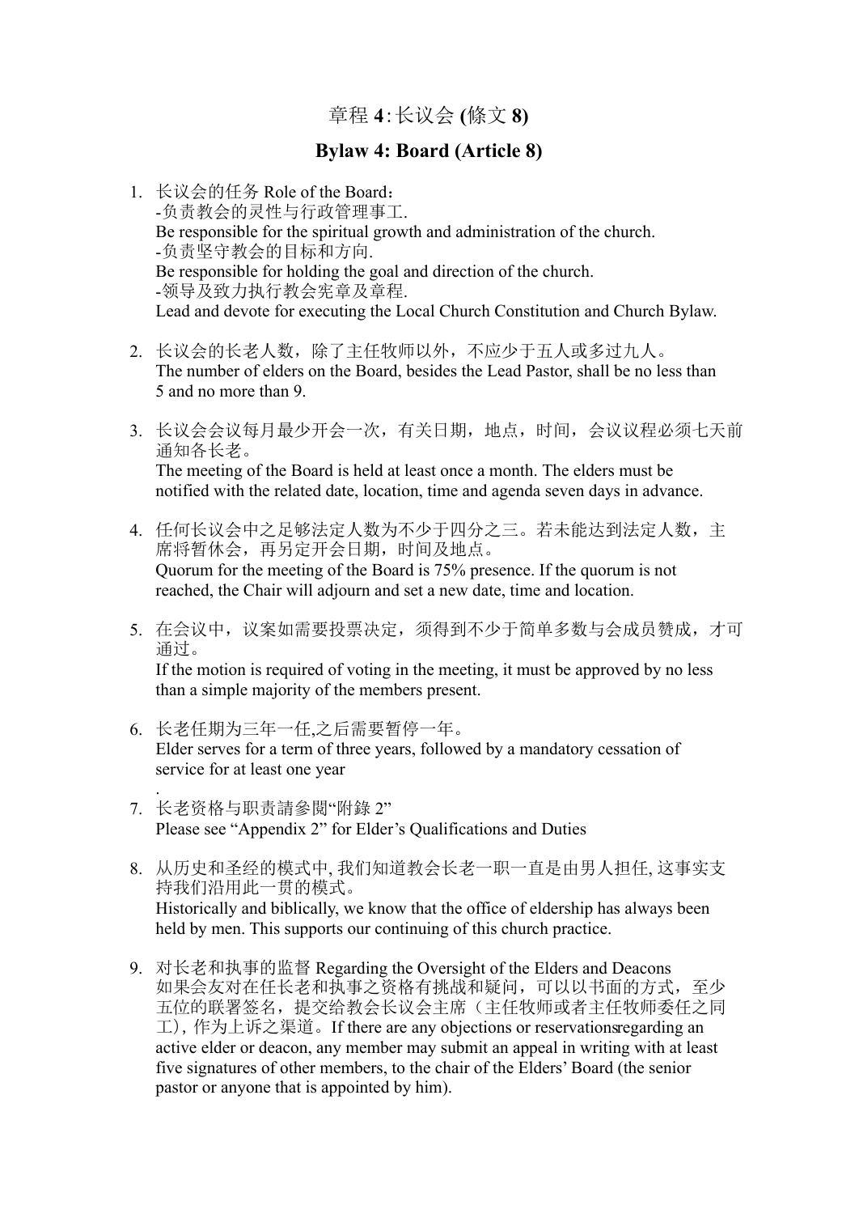# 章程 **4**:长议会 **(**條文 **8)**

## Bylaw 4: Board (Article 8)

1. 长议会的任务 Role of the Board：
   -负责教会的灵性与行政管理事工.
   Be responsible for the spiritual growth and administration of the church.
   -负责坚守教会的目标和方向.
   Be responsible for holding the goal and direction of the church.
   -领导及致力执行教会宪章及章程.
   Lead and devote for executing the Local Church Constitution and Church Bylaw.

2. 长议会的长老人数，除了主任牧师以外，不应少于五人或多过九人。
   The number of elders on the Board, besides the Lead Pastor, shall be no less than 5 and no more than 9.

3. 长议会会议每月最少开会一次，有关日期，地点，时间，会议议程必须七天前通知各长老。
   The meeting of the Board is held at least once a month. The elders must be notified with the related date, location, time and agenda seven days in advance.

4. 任何长议会中之足够法定人数为不少于四分之三。若未能达到法定人数，主席将暂休会，再另定开会日期，时间及地点。
   Quorum for the meeting of the Board is 75% presence. If the quorum is not reached, the Chair will adjourn and set a new date, time and location.

5. 在会议中，议案如需要投票决定，须得到不少于简单多数与会成员赞成，才可通过。
   If the motion is required of voting in the meeting, it must be approved by no less than a simple majority of the members present.

6. 长老任期为三年一任,之后需要暂停一年。
   Elder serves for a term of three years, followed by a mandatory cessation of service for at least one year
   .

7. 长老资格与职责請參閱"附錄 2"
   Please see "Appendix 2" for Elder's Qualifications and Duties

8. 从历史和圣经的模式中, 我们知道教会长老一职一直是由男人担任, 这事实支持我们沿用此一贯的模式。
   Historically and biblically, we know that the office of eldership has always been held by men. This supports our continuing of this church practice.

9. 对长老和执事的监督 Regarding the Oversight of the Elders and Deacons
   如果会友对在任长老和执事之资格有挑战和疑问，可以以书面的方式，至少五位的联署签名，提交给教会长议会主席（主任牧师或者主任牧师委任之同工）, 作为上诉之渠道。If there are any objections or reservationsregarding an active elder or deacon, any member may submit an appeal in writing with at least five signatures of other members, to the chair of the Elders' Board (the senior pastor or anyone that is appointed by him).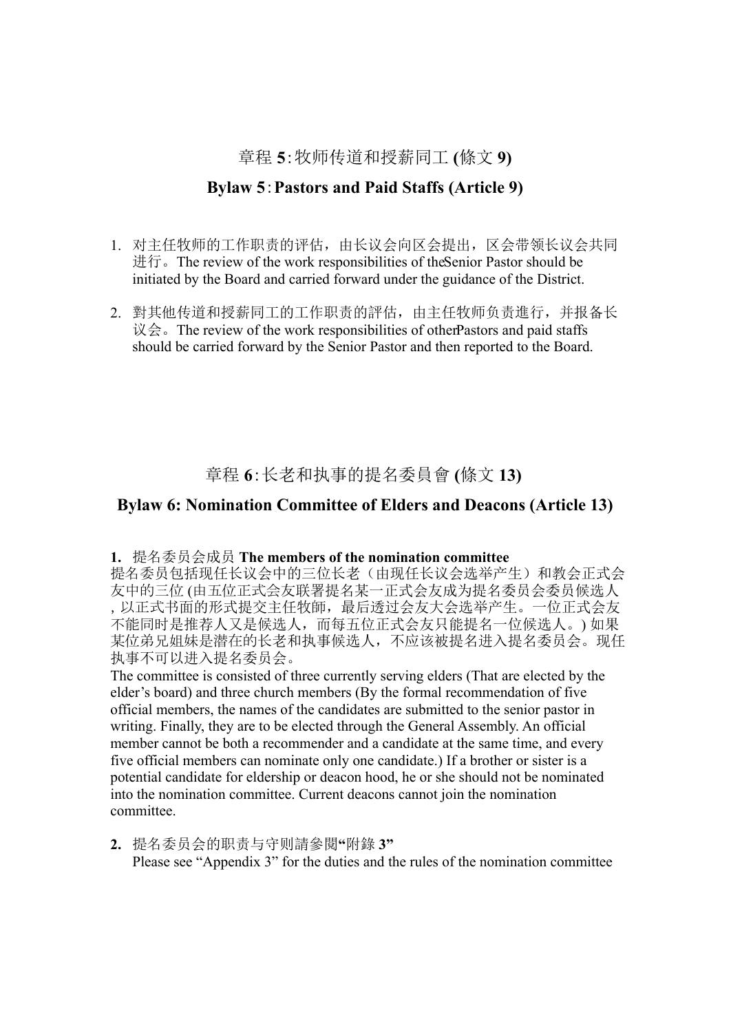## 章程 5:牧师传道和授薪同工 (條文 9)

## Bylaw 5:Pastors and Paid Staffs (Article 9)

1. 对主任牧师的工作职责的评估，由长议会向区会提出，区会带领长议会共同进行。The review of the work responsibilities of theSenior Pastor should be initiated by the Board and carried forward under the guidance of the District.

2. 對其他传道和授薪同工的工作职责的評估，由主任牧师负责進行，并报备长议会。The review of the work responsibilities of otherPastors and paid staffs should be carried forward by the Senior Pastor and then reported to the Board.

## 章程 6:长老和执事的提名委員會 (條文 13)

## Bylaw 6: Nomination Committee of Elders and Deacons (Article 13)

**1.** 提名委员会成员 **The members of the nomination committee**

提名委员包括现任长议会中的三位长老（由现任长议会选举产生）和教会正式会友中的三位 (由五位正式会友联署提名某一正式会友成为提名委员会委员候选人 , 以正式书面的形式提交主任牧師，最后透过会友大会选举产生。一位正式会友不能同时是推荐人又是候选人，而每五位正式会友只能提名一位候选人。) 如果某位弟兄姐妹是潜在的长老和执事候选人，不应该被提名进入提名委员会。现任执事不可以进入提名委员会。

The committee is consisted of three currently serving elders (That are elected by the elder's board) and three church members (By the formal recommendation of five official members, the names of the candidates are submitted to the senior pastor in writing. Finally, they are to be elected through the General Assembly. An official member cannot be both a recommender and a candidate at the same time, and every five official members can nominate only one candidate.) If a brother or sister is a potential candidate for eldership or deacon hood, he or she should not be nominated into the nomination committee. Current deacons cannot join the nomination committee.

**2.** 提名委员会的职责与守则請參閱**"**附錄 **3"**

Please see "Appendix 3" for the duties and the rules of the nomination committee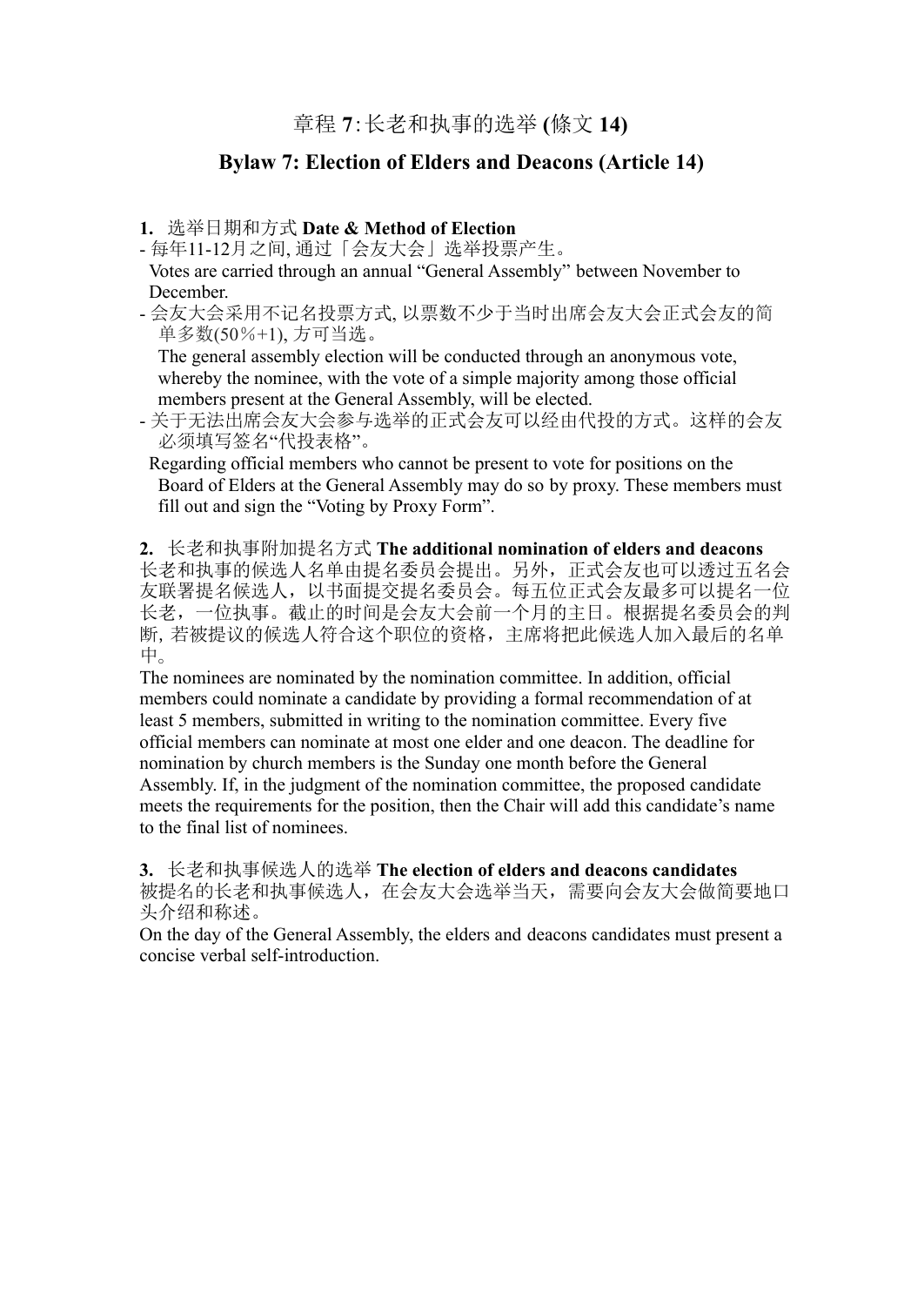## 章程 7: 长老和执事的选举 (條文 14)

## Bylaw 7: Election of Elders and Deacons (Article 14)

**1.** 选举日期和方式 **Date & Method of Election**

- 每年11-12月之间, 通过「会友大会」选举投票产生。
  Votes are carried through an annual "General Assembly" between November to December.
- 会友大会采用不记名投票方式, 以票数不少于当时出席会友大会正式会友的简单多数(50％+1), 方可当选。
  The general assembly election will be conducted through an anonymous vote, whereby the nominee, with the vote of a simple majority among those official members present at the General Assembly, will be elected.
- 关于无法出席会友大会参与选举的正式会友可以经由代投的方式。这样的会友必须填写签名"代投表格"。
  Regarding official members who cannot be present to vote for positions on the Board of Elders at the General Assembly may do so by proxy. These members must fill out and sign the "Voting by Proxy Form".

**2.** 长老和执事附加提名方式 **The additional nomination of elders and deacons**

长老和执事的候选人名单由提名委员会提出。另外，正式会友也可以透过五名会友联署提名候选人，以书面提交提名委员会。每五位正式会友最多可以提名一位长老，一位执事。截止的时间是会友大会前一个月的主日。根据提名委员会的判断, 若被提议的候选人符合这个职位的资格，主席将把此候选人加入最后的名单中。

The nominees are nominated by the nomination committee. In addition, official members could nominate a candidate by providing a formal recommendation of at least 5 members, submitted in writing to the nomination committee. Every five official members can nominate at most one elder and one deacon. The deadline for nomination by church members is the Sunday one month before the General Assembly. If, in the judgment of the nomination committee, the proposed candidate meets the requirements for the position, then the Chair will add this candidate's name to the final list of nominees.

**3.** 长老和执事候选人的选举 **The election of elders and deacons candidates**

被提名的长老和执事候选人，在会友大会选举当天，需要向会友大会做简要地口头介绍和称述。

On the day of the General Assembly, the elders and deacons candidates must present a concise verbal self-introduction.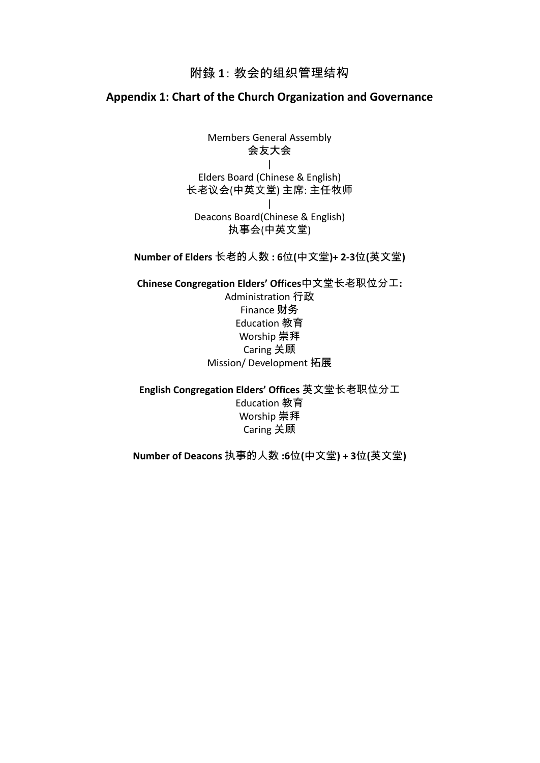## 附錄 1：教会的组织管理结构

## Appendix 1: Chart of the Church Organization and Governance

Members General Assembly
会友大会
|
Elders Board (Chinese & English)
长老议会(中英文堂) 主席: 主任牧师
|
Deacons Board(Chinese & English)
执事会(中英文堂)

**Number of Elders 长老的人数 : 6位(中文堂)+ 2-3位(英文堂)**

**Chinese Congregation Elders' Offices中文堂长老职位分工:**

Administration 行政
Finance 财务
Education 教育
Worship 崇拜
Caring 关顾
Mission/ Development 拓展

**English Congregation Elders' Offices 英文堂长老职位分工**

Education 教育
Worship 崇拜
Caring 关顾

**Number of Deacons 执事的人数 :6位(中文堂) + 3位(英文堂)**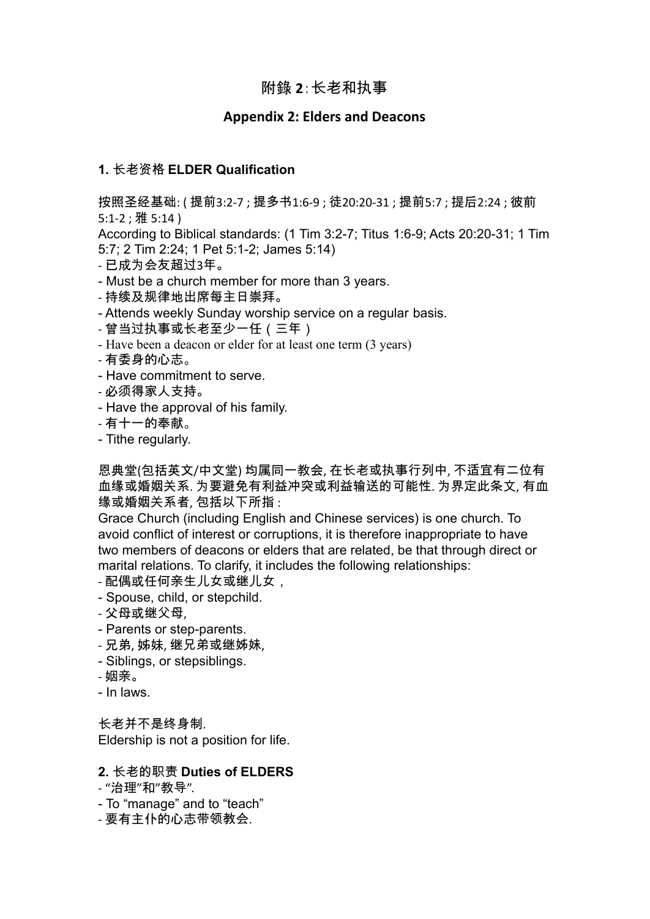# 附錄 2：长老和执事

# Appendix 2: Elders and Deacons

## 1. 长老资格 ELDER Qualification

按照圣经基础: ( 提前3:2-7 ; 提多书1:6-9 ; 徒20:20-31 ; 提前5:7 ; 提后2:24 ; 彼前5:1-2 ; 雅 5:14 )
According to Biblical standards: (1 Tim 3:2-7; Titus 1:6-9; Acts 20:20-31; 1 Tim 5:7; 2 Tim 2:24; 1 Pet 5:1-2; James 5:14)

- 已成为会友超过3年。
- Must be a church member for more than 3 years.
- 持续及规律地出席每主日崇拜。
- Attends weekly Sunday worship service on a regular basis.
- 曾当过执事或长老至少一任（三年）
- Have been a deacon or elder for at least one term (3 years)
- 有委身的心志。
- Have commitment to serve.
- 必须得家人支持。
- Have the approval of his family.
- 有十一的奉献。
- Tithe regularly.

恩典堂(包括英文/中文堂) 均属同一教会, 在长老或执事行列中, 不适宜有二位有血缘或婚姻关系. 为要避免有利益冲突或利益输送的可能性. 为界定此条文, 有血缘或婚姻关系者, 包括以下所指 :
Grace Church (including English and Chinese services) is one church. To avoid conflict of interest or corruptions, it is therefore inappropriate to have two members of deacons or elders that are related, be that through direct or marital relations. To clarify, it includes the following relationships:

- 配偶或任何亲生儿女或继儿女，
- Spouse, child, or stepchild.
- 父母或继父母,
- Parents or step-parents.
- 兄弟, 姊妹, 继兄弟或继姊妹,
- Siblings, or stepsiblings.
- 姻亲。
- In laws.

长老并不是终身制.
Eldership is not a position for life.

## 2. 长老的职责 Duties of ELDERS

- "治理"和"教导".
- To "manage" and to "teach"
- 要有主仆的心志带领教会.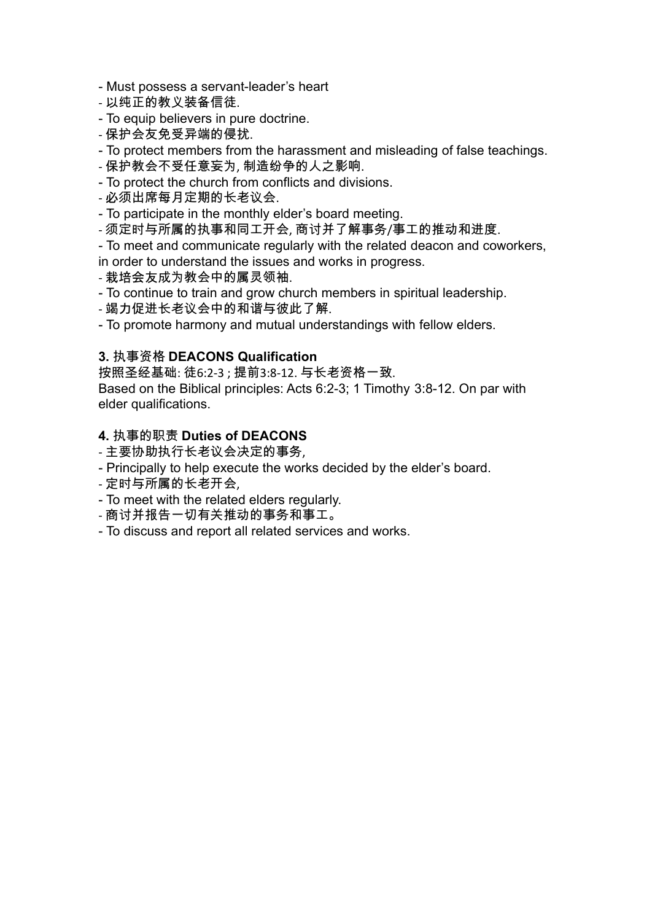- Must possess a servant-leader’s heart
- 以纯正的教义装备信徒.
- To equip believers in pure doctrine.
- 保护会友免受异端的侵扰.
- To protect members from the harassment and misleading of false teachings.
- 保护教会不受任意妄为, 制造纷争的人之影响.
- To protect the church from conflicts and divisions.
- 必须出席每月定期的长老议会.
- To participate in the monthly elder’s board meeting.
- 须定时与所属的执事和同工开会, 商讨并了解事务/事工的推动和进度.
- To meet and communicate regularly with the related deacon and coworkers, in order to understand the issues and works in progress.
- 栽培会友成为教会中的属灵领袖.
- To continue to train and grow church members in spiritual leadership.
- 竭力促进长老议会中的和谐与彼此了解.
- To promote harmony and mutual understandings with fellow elders.

### 3. 执事资格 DEACONS Qualification

按照圣经基础: 徒6:2-3 ; 提前3:8-12. 与长老资格一致.
Based on the Biblical principles: Acts 6:2-3; 1 Timothy 3:8-12. On par with elder qualifications.

### 4. 执事的职责 Duties of DEACONS

- 主要协助执行长老议会决定的事务,
- Principally to help execute the works decided by the elder’s board.
- 定时与所属的长老开会,
- To meet with the related elders regularly.
- 商讨并报告一切有关推动的事务和事工。
- To discuss and report all related services and works.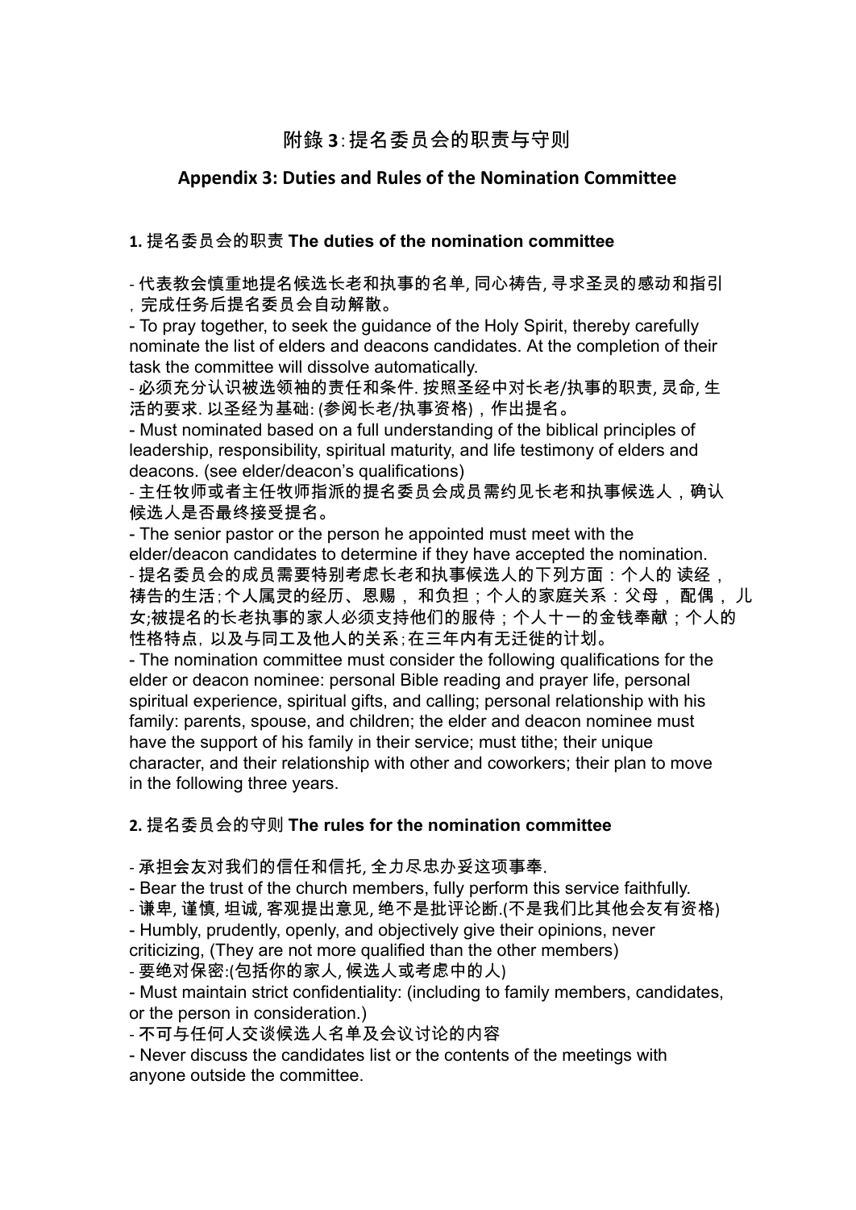# 附錄 3：提名委员会的职责与守则

## Appendix 3: Duties and Rules of the Nomination Committee

### 1. 提名委员会的职责 The duties of the nomination committee

- 代表教会慎重地提名候选长老和执事的名单, 同心祷告, 寻求圣灵的感动和指引，完成任务后提名委员会自动解散。
- To pray together, to seek the guidance of the Holy Spirit, thereby carefully nominate the list of elders and deacons candidates. At the completion of their task the committee will dissolve automatically.
- 必须充分认识被选领袖的责任和条件. 按照圣经中对长老/执事的职责, 灵命, 生活的要求. 以圣经为基础: (参阅长老/执事资格)，作出提名。
- Must nominated based on a full understanding of the biblical principles of leadership, responsibility, spiritual maturity, and life testimony of elders and deacons. (see elder/deacon's qualifications)
- 主任牧师或者主任牧师指派的提名委员会成员需约见长老和执事候选人，确认候选人是否最终接受提名。
- The senior pastor or the person he appointed must meet with the elder/deacon candidates to determine if they have accepted the nomination.
- 提名委员会的成员需要特别考虑长老和执事候选人的下列方面：个人的 读经，祷告的生活;个人属灵的经历、恩赐， 和负担；个人的家庭关系：父母， 配偶， 儿女;被提名的长老执事的家人必须支持他们的服侍；个人十一的金钱奉献；个人的性格特点, 以及与同工及他人的关系;在三年内有无迁徙的计划。
- The nomination committee must consider the following qualifications for the elder or deacon nominee: personal Bible reading and prayer life, personal spiritual experience, spiritual gifts, and calling; personal relationship with his family: parents, spouse, and children; the elder and deacon nominee must have the support of his family in their service; must tithe; their unique character, and their relationship with other and coworkers; their plan to move in the following three years.

### 2. 提名委员会的守则 The rules for the nomination committee

- 承担会友对我们的信任和信托, 全力尽忠办妥这项事奉.
- Bear the trust of the church members, fully perform this service faithfully.
- 谦卑, 谨慎, 坦诚, 客观提出意见, 绝不是批评论断.(不是我们比其他会友有资格)
- Humbly, prudently, openly, and objectively give their opinions, never criticizing, (They are not more qualified than the other members)
- 要绝对保密:(包括你的家人, 候选人或考虑中的人)
- Must maintain strict confidentiality: (including to family members, candidates, or the person in consideration.)
- 不可与任何人交谈候选人名单及会议讨论的内容
- Never discuss the candidates list or the contents of the meetings with anyone outside the committee.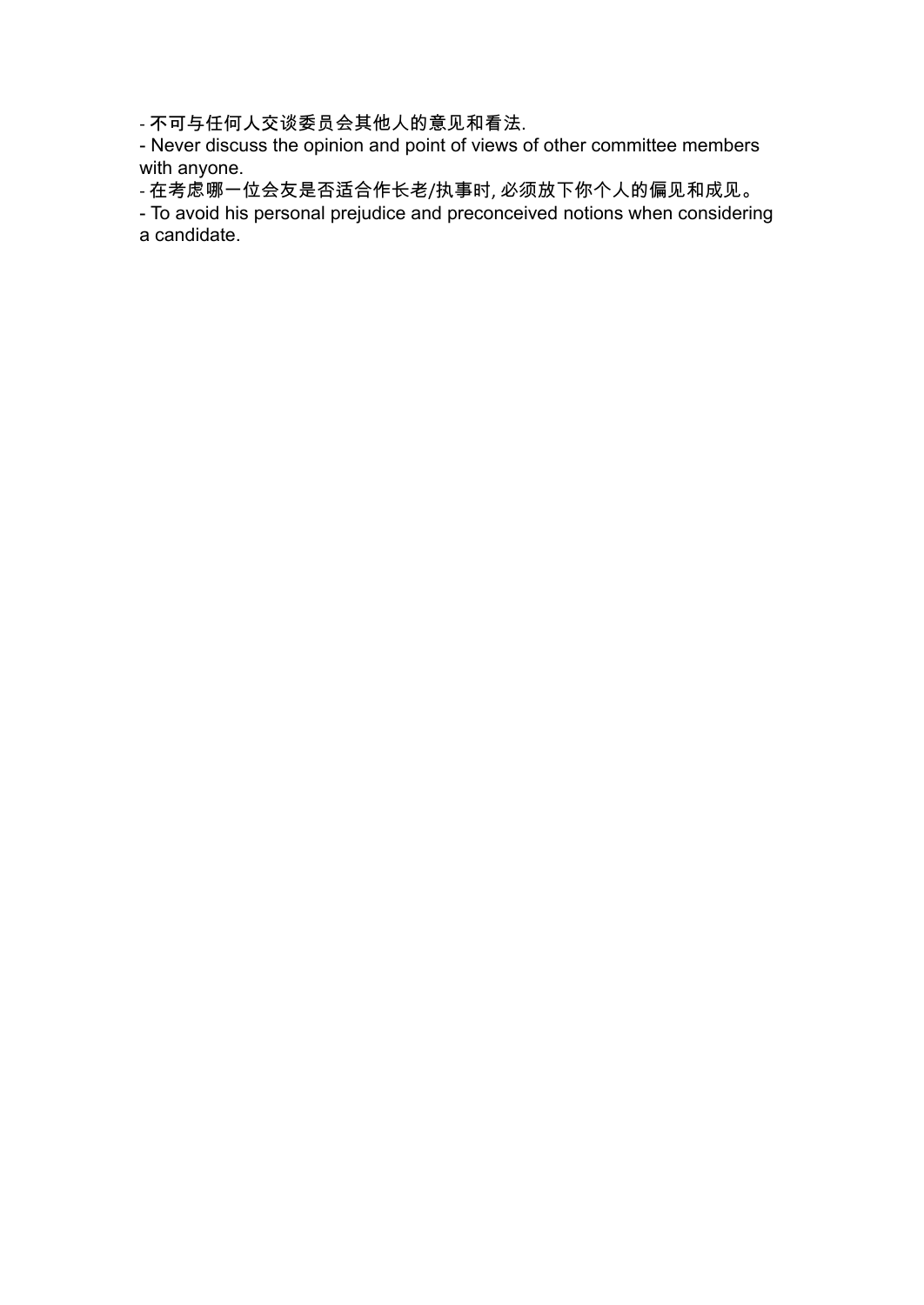- 不可与任何人交谈委员会其他人的意见和看法.
- Never discuss the opinion and point of views of other committee members with anyone.
- 在考虑哪一位会友是否适合作长老/执事时, 必须放下你个人的偏见和成见。
- To avoid his personal prejudice and preconceived notions when considering a candidate.